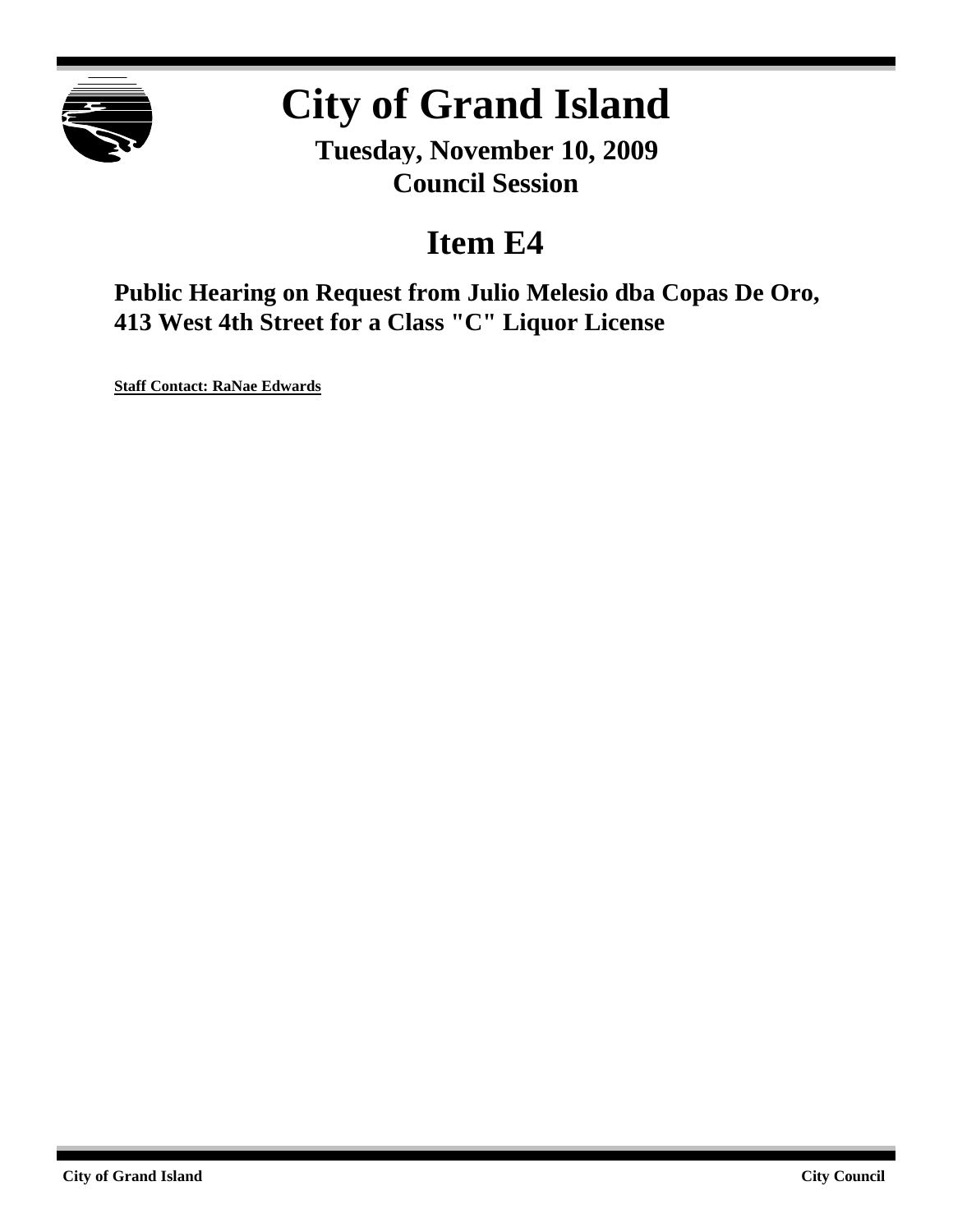# City of Grand Island

**Tuesday, November 10, 2009**
**Council Session**

## Item E4

### Public Hearing on Request from Julio Melesio dba Copas De Oro, 413 West 4th Street for a Class "C" Liquor License

**Staff Contact: RaNae Edwards**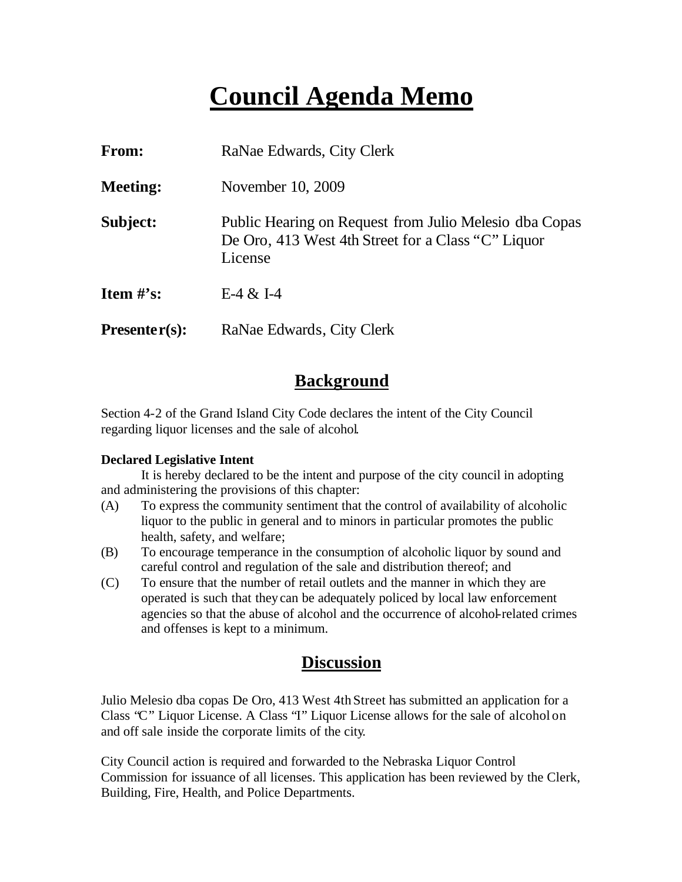# Council Agenda Memo

**From:** RaNae Edwards, City Clerk

**Meeting:** November 10, 2009

**Subject:** Public Hearing on Request from Julio Melesio dba Copas De Oro, 413 West 4th Street for a Class "C" Liquor License

**Item #'s:** E-4 & I-4

**Presenter(s):** RaNae Edwards, City Clerk

## Background

Section 4-2 of the Grand Island City Code declares the intent of the City Council regarding liquor licenses and the sale of alcohol.

**Declared Legislative Intent**

It is hereby declared to be the intent and purpose of the city council in adopting and administering the provisions of this chapter:

(A) To express the community sentiment that the control of availability of alcoholic liquor to the public in general and to minors in particular promotes the public health, safety, and welfare;

(B) To encourage temperance in the consumption of alcoholic liquor by sound and careful control and regulation of the sale and distribution thereof; and

(C) To ensure that the number of retail outlets and the manner in which they are operated is such that they can be adequately policed by local law enforcement agencies so that the abuse of alcohol and the occurrence of alcohol-related crimes and offenses is kept to a minimum.

## Discussion

Julio Melesio dba copas De Oro, 413 West 4th Street has submitted an application for a Class "C" Liquor License. A Class "I" Liquor License allows for the sale of alcohol on and off sale inside the corporate limits of the city.

City Council action is required and forwarded to the Nebraska Liquor Control Commission for issuance of all licenses. This application has been reviewed by the Clerk, Building, Fire, Health, and Police Departments.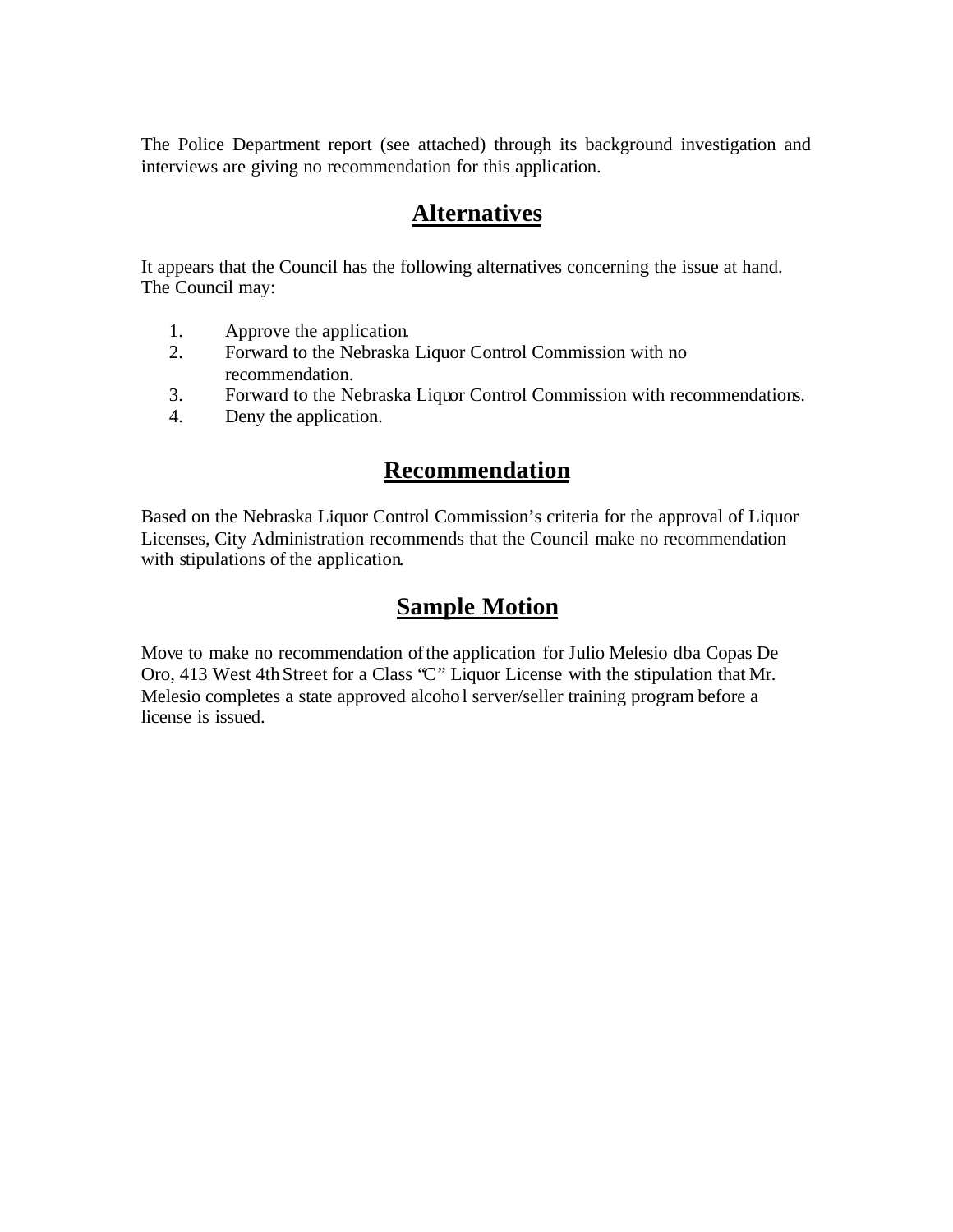The Police Department report (see attached) through its background investigation and interviews are giving no recommendation for this application.

## Alternatives

It appears that the Council has the following alternatives concerning the issue at hand. The Council may:

1. Approve the application.
2. Forward to the Nebraska Liquor Control Commission with no recommendation.
3. Forward to the Nebraska Liquor Control Commission with recommendations.
4. Deny the application.

## Recommendation

Based on the Nebraska Liquor Control Commission's criteria for the approval of Liquor Licenses, City Administration recommends that the Council make no recommendation with stipulations of the application.

## Sample Motion

Move to make no recommendation of the application for Julio Melesio dba Copas De Oro, 413 West 4th Street for a Class "C" Liquor License with the stipulation that Mr. Melesio completes a state approved alcohol server/seller training program before a license is issued.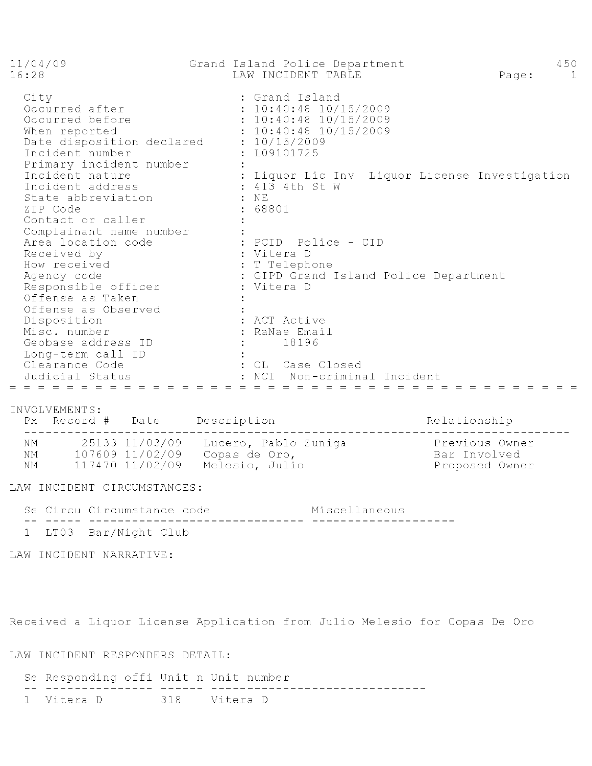11/04/09 Grand Island Police Department 450
16:28 LAW INCIDENT TABLE

| | |
|---|---|
| City | : Grand Island |
| Occurred after | : 10:40:48 10/15/2009 |
| Occurred before | : 10:40:48 10/15/2009 |
| When reported | : 10:40:48 10/15/2009 |
| Date disposition declared | : 10/15/2009 |
| Incident number | : L09101725 |
| Primary incident number | : |
| Incident nature | : Liquor Lic Inv Liquor License Investigation |
| Incident address | : 413 4th St W |
| State abbreviation | : NE |
| ZIP Code | : 68801 |
| Contact or caller | : |
| Complainant name number | : |
| Area location code | : PCID Police - CID |
| Received by | : Vitera D |
| How received | : T Telephone |
| Agency code | : GIPD Grand Island Police Department |
| Responsible officer | : Vitera D |
| Offense as Taken | : |
| Offense as Observed | : |
| Disposition | : ACT Active |
| Misc. number | : RaNae Email |
| Geobase address ID | : 18196 |
| Long-term call ID | : |
| Clearance Code | : CL Case Closed |
| Judicial Status | : NCI Non-criminal Incident |

INVOLVEMENTS:

| Px | Record # | Date | Description | Relationship |
|---|---|---|---|---|
| NM | 25133 | 11/03/09 | Lucero, Pablo Zuniga | Previous Owner |
| NM | 107609 | 11/02/09 | Copas de Oro, | Bar Involved |
| NM | 117470 | 11/02/09 | Melesio, Julio | Proposed Owner |

LAW INCIDENT CIRCUMSTANCES:

| Se | Circu | Circumstance code | Miscellaneous |
|---|---|---|---|
| 1 | LT03 | Bar/Night Club | |

LAW INCIDENT NARRATIVE:

Received a Liquor License Application from Julio Melesio for Copas De Oro

LAW INCIDENT RESPONDERS DETAIL:

| Se | Responding offi | Unit n | Unit number |
|---|---|---|---|
| 1 | Vitera D | 318 | Vitera D |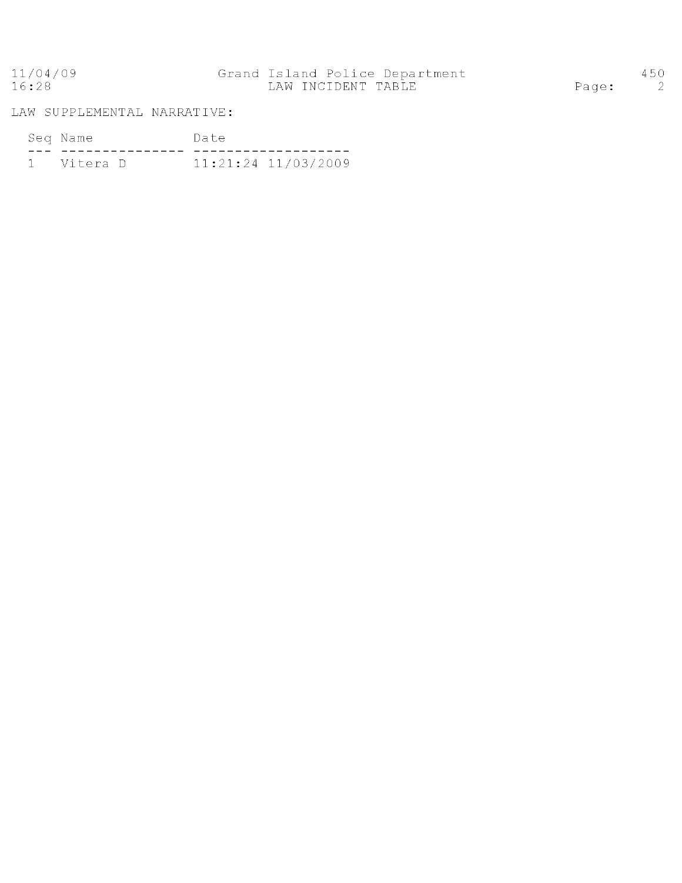LAW SUPPLEMENTAL NARRATIVE:

| Seq | Name | Date |
|---|---|---|
| 1 | Vitera D | 11:21:24 11/03/2009 |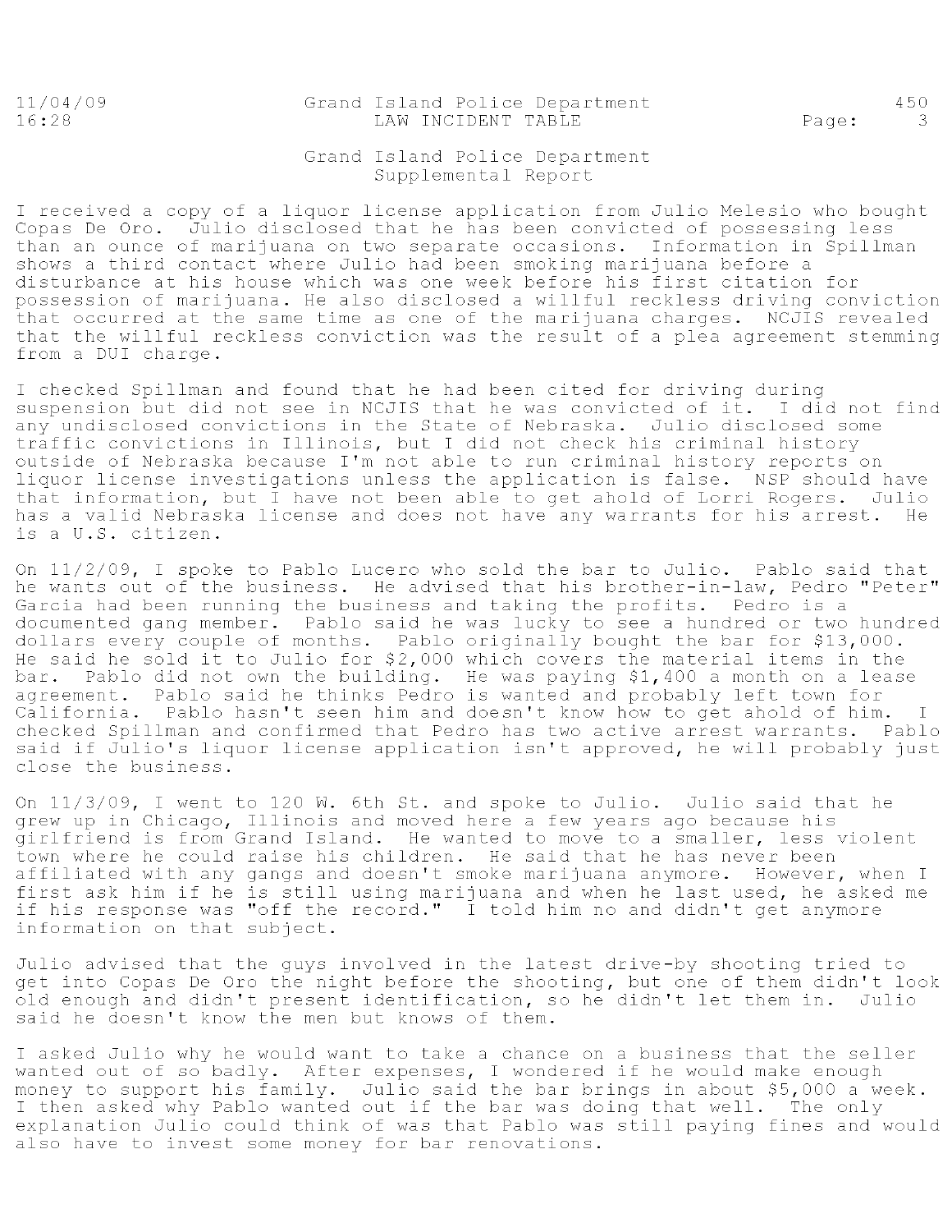# Grand Island Police Department
## Supplemental Report

I received a copy of a liquor license application from Julio Melesio who bought Copas De Oro. Julio disclosed that he has been convicted of possessing less than an ounce of marijuana on two separate occasions. Information in Spillman shows a third contact where Julio had been smoking marijuana before a disturbance at his house which was one week before his first citation for possession of marijuana. He also disclosed a willful reckless driving conviction that occurred at the same time as one of the marijuana charges. NCJIS revealed that the willful reckless conviction was the result of a plea agreement stemming from a DUI charge.

I checked Spillman and found that he had been cited for driving during suspension but did not see in NCJIS that he was convicted of it. I did not find any undisclosed convictions in the State of Nebraska. Julio disclosed some traffic convictions in Illinois, but I did not check his criminal history outside of Nebraska because I'm not able to run criminal history reports on liquor license investigations unless the application is false. NSP should have that information, but I have not been able to get ahold of Lorri Rogers. Julio has a valid Nebraska license and does not have any warrants for his arrest. He is a U.S. citizen.

On 11/2/09, I spoke to Pablo Lucero who sold the bar to Julio. Pablo said that he wants out of the business. He advised that his brother-in-law, Pedro "Peter" Garcia had been running the business and taking the profits. Pedro is a documented gang member. Pablo said he was lucky to see a hundred or two hundred dollars every couple of months. Pablo originally bought the bar for $13,000. He said he sold it to Julio for $2,000 which covers the material items in the bar. Pablo did not own the building. He was paying $1,400 a month on a lease agreement. Pablo said he thinks Pedro is wanted and probably left town for California. Pablo hasn't seen him and doesn't know how to get ahold of him. I checked Spillman and confirmed that Pedro has two active arrest warrants. Pablo said if Julio's liquor license application isn't approved, he will probably just close the business.

On 11/3/09, I went to 120 W. 6th St. and spoke to Julio. Julio said that he grew up in Chicago, Illinois and moved here a few years ago because his girlfriend is from Grand Island. He wanted to move to a smaller, less violent town where he could raise his children. He said that he has never been affiliated with any gangs and doesn't smoke marijuana anymore. However, when I first ask him if he is still using marijuana and when he last used, he asked me if his response was "off the record." I told him no and didn't get anymore information on that subject.

Julio advised that the guys involved in the latest drive-by shooting tried to get into Copas De Oro the night before the shooting, but one of them didn't look old enough and didn't present identification, so he didn't let them in. Julio said he doesn't know the men but knows of them.

I asked Julio why he would want to take a chance on a business that the seller wanted out of so badly. After expenses, I wondered if he would make enough money to support his family. Julio said the bar brings in about $5,000 a week. I then asked why Pablo wanted out if the bar was doing that well. The only explanation Julio could think of was that Pablo was still paying fines and would also have to invest some money for bar renovations.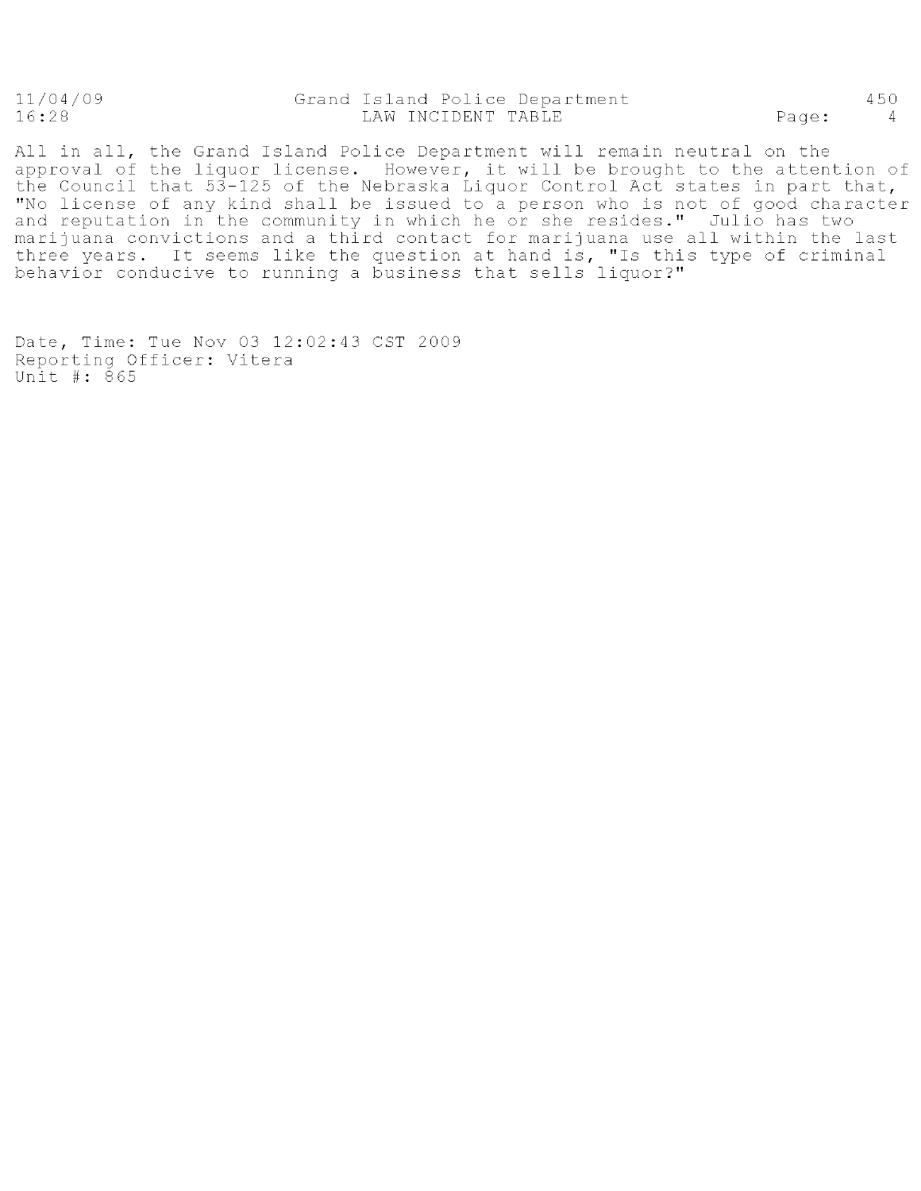All in all, the Grand Island Police Department will remain neutral on the approval of the liquor license. However, it will be brought to the attention of the Council that 53-125 of the Nebraska Liquor Control Act states in part that, "No license of any kind shall be issued to a person who is not of good character and reputation in the community in which he or she resides." Julio has two marijuana convictions and a third contact for marijuana use all within the last three years. It seems like the question at hand is, "Is this type of criminal behavior conducive to running a business that sells liquor?"

Date, Time: Tue Nov 03 12:02:43 CST 2009
Reporting Officer: Vitera
Unit #: 865